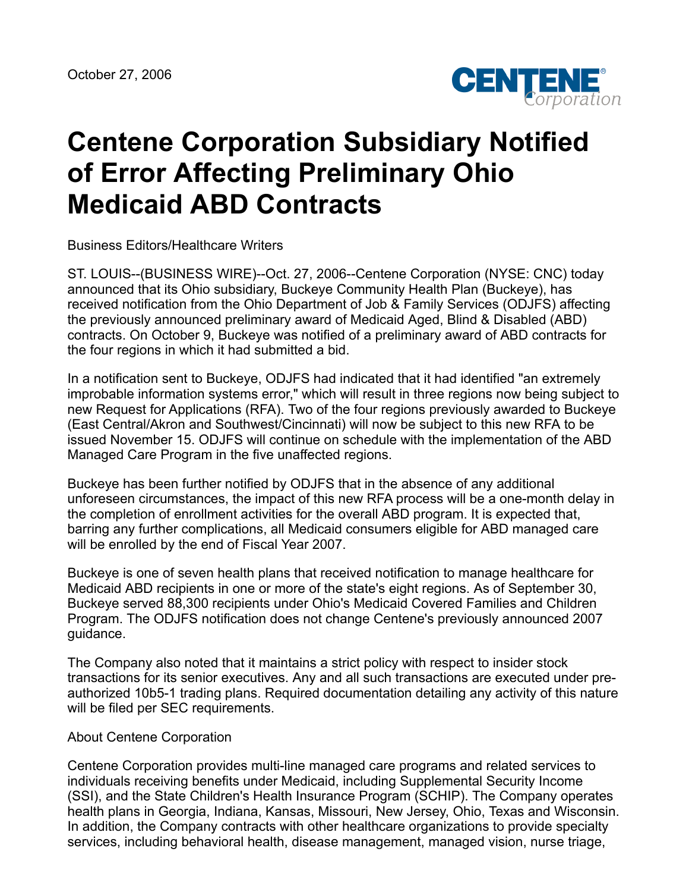October 27, 2006

# Centene Corporation Subsidiary Notified of Error Affecting Preliminary Ohio Medicaid ABD Contracts

Business Editors/Healthcare Writers

ST. LOUIS--(BUSINESS WIRE)--Oct. 27, 2006--Centene Corporation (NYSE: CNC) today announced that its Ohio subsidiary, Buckeye Community Health Plan (Buckeye), has received notification from the Ohio Department of Job & Family Services (ODJFS) affecting the previously announced preliminary award of Medicaid Aged, Blind & Disabled (ABD) contracts. On October 9, Buckeye was notified of a preliminary award of ABD contracts for the four regions in which it had submitted a bid.

In a notification sent to Buckeye, ODJFS had indicated that it had identified "an extremely improbable information systems error," which will result in three regions now being subject to new Request for Applications (RFA). Two of the four regions previously awarded to Buckeye (East Central/Akron and Southwest/Cincinnati) will now be subject to this new RFA to be issued November 15. ODJFS will continue on schedule with the implementation of the ABD Managed Care Program in the five unaffected regions.

Buckeye has been further notified by ODJFS that in the absence of any additional unforeseen circumstances, the impact of this new RFA process will be a one-month delay in the completion of enrollment activities for the overall ABD program. It is expected that, barring any further complications, all Medicaid consumers eligible for ABD managed care will be enrolled by the end of Fiscal Year 2007.

Buckeye is one of seven health plans that received notification to manage healthcare for Medicaid ABD recipients in one or more of the state's eight regions. As of September 30, Buckeye served 88,300 recipients under Ohio's Medicaid Covered Families and Children Program. The ODJFS notification does not change Centene's previously announced 2007 guidance.

The Company also noted that it maintains a strict policy with respect to insider stock transactions for its senior executives. Any and all such transactions are executed under pre-authorized 10b5-1 trading plans. Required documentation detailing any activity of this nature will be filed per SEC requirements.

About Centene Corporation

Centene Corporation provides multi-line managed care programs and related services to individuals receiving benefits under Medicaid, including Supplemental Security Income (SSI), and the State Children's Health Insurance Program (SCHIP). The Company operates health plans in Georgia, Indiana, Kansas, Missouri, New Jersey, Ohio, Texas and Wisconsin. In addition, the Company contracts with other healthcare organizations to provide specialty services, including behavioral health, disease management, managed vision, nurse triage,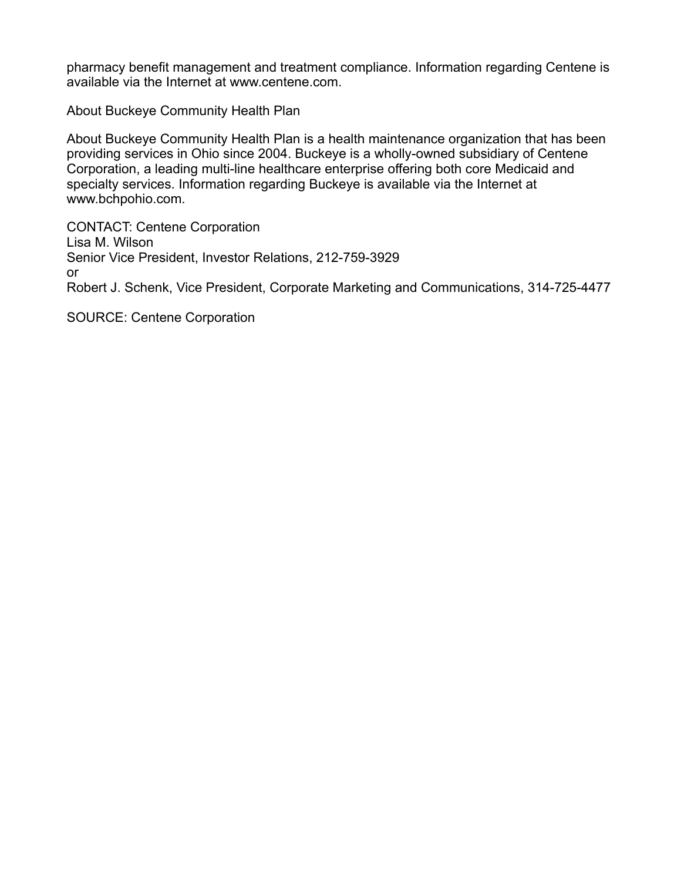pharmacy benefit management and treatment compliance. Information regarding Centene is available via the Internet at www.centene.com.

## About Buckeye Community Health Plan

About Buckeye Community Health Plan is a health maintenance organization that has been providing services in Ohio since 2004. Buckeye is a wholly-owned subsidiary of Centene Corporation, a leading multi-line healthcare enterprise offering both core Medicaid and specialty services. Information regarding Buckeye is available via the Internet at www.bchpohio.com.

CONTACT: Centene Corporation
Lisa M. Wilson
Senior Vice President, Investor Relations, 212-759-3929
or
Robert J. Schenk, Vice President, Corporate Marketing and Communications, 314-725-4477

SOURCE: Centene Corporation